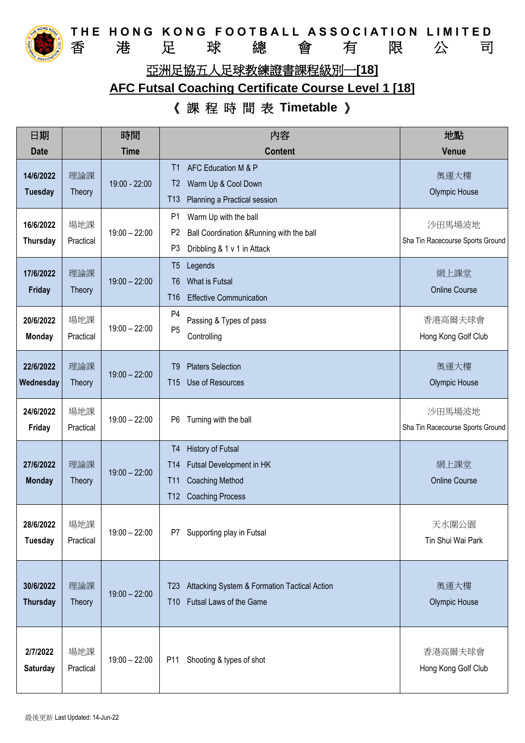# THE HONG KONG FOOTBALL ASSOCIATION LIMITED
# 香 港 足 球 總 會 有 限 公 司

## 亞洲足協五人足球教練證書課程級別一[18]

## AFC Futsal Coaching Certificate Course Level 1 [18]

## 《 課 程 時 間 表 Timetable 》

| 日期 Date | | 時間 Time | 內容 Content | 地點 Venue |
|---|---|---|---|---|
| 14/6/2022 Tuesday | 理論課 Theory | 19:00 - 22:00 | T1 AFC Education M & P<br>T2 Warm Up & Cool Down<br>T13 Planning a Practical session | 奧運大樓 Olympic House |
| 16/6/2022 Thursday | 場地課 Practical | 19:00 – 22:00 | P1 Warm Up with the ball<br>P2 Ball Coordination &Running with the ball<br>P3 Dribbling & 1 v 1 in Attack | 沙田馬場波地 Sha Tin Racecourse Sports Ground |
| 17/6/2022 Friday | 理論課 Theory | 19:00 – 22:00 | T5 Legends<br>T6 What is Futsal<br>T16 Effective Communication | 網上課堂 Online Course |
| 20/6/2022 Monday | 場地課 Practical | 19:00 – 22:00 | P4 Passing & Types of pass<br>P5 Controlling | 香港高爾夫球會 Hong Kong Golf Club |
| 22/6/2022 Wednesday | 理論課 Theory | 19:00 – 22:00 | T9 Platers Selection<br>T15 Use of Resources | 奧運大樓 Olympic House |
| 24/6/2022 Friday | 場地課 Practical | 19:00 – 22:00 | P6 Turning with the ball | 沙田馬場波地 Sha Tin Racecourse Sports Ground |
| 27/6/2022 Monday | 理論課 Theory | 19:00 – 22:00 | T4 History of Futsal<br>T14 Futsal Development in HK<br>T11 Coaching Method<br>T12 Coaching Process | 網上課堂 Online Course |
| 28/6/2022 Tuesday | 場地課 Practical | 19:00 – 22:00 | P7 Supporting play in Futsal | 天水圍公園 Tin Shui Wai Park |
| 30/6/2022 Thursday | 理論課 Theory | 19:00 – 22:00 | T23 Attacking System & Formation Tactical Action<br>T10 Futsal Laws of the Game | 奧運大樓 Olympic House |
| 2/7/2022 Saturday | 場地課 Practical | 19:00 – 22:00 | P11 Shooting & types of shot | 香港高爾夫球會 Hong Kong Golf Club |

最後更新 Last Updated: 14-Jun-22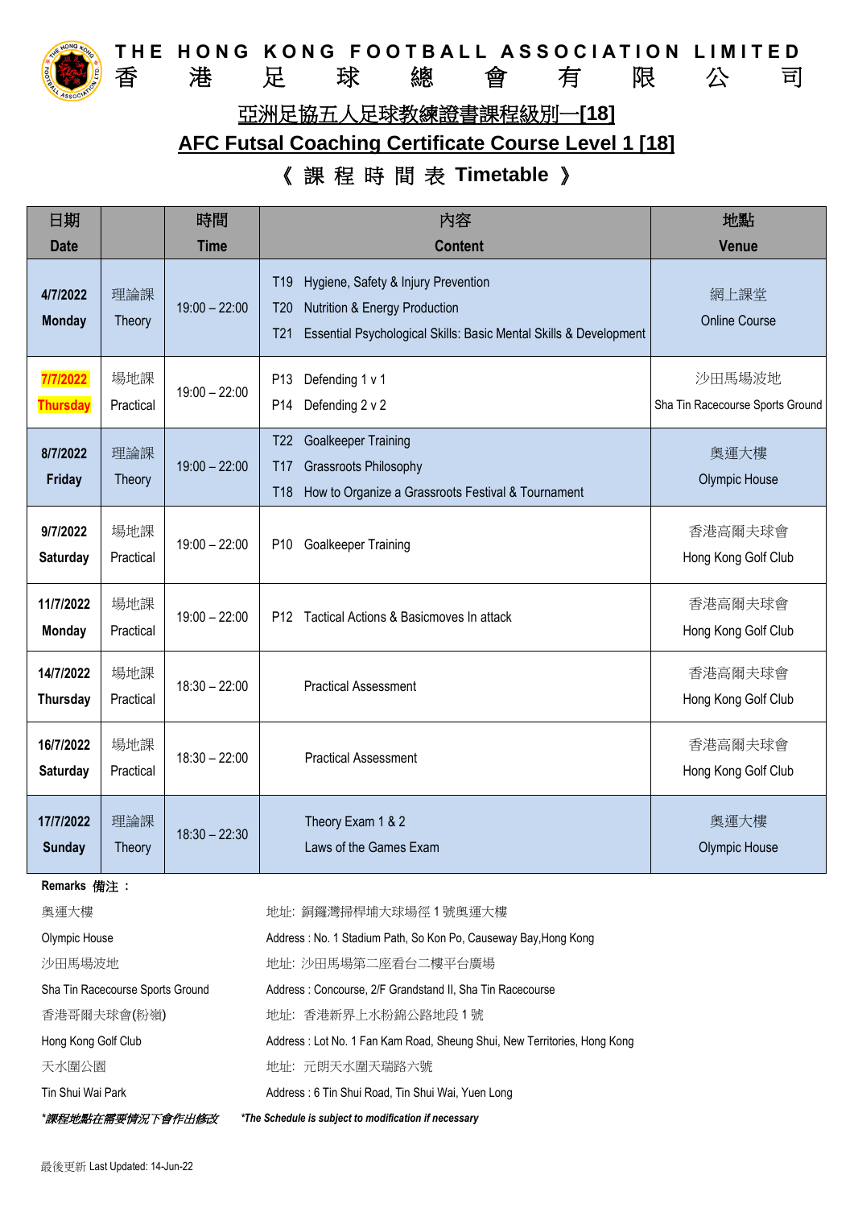THE HONG KONG FOOTBALL ASSOCIATION LIMITED
香港足球總會有限公司

# 亞洲足協五人足球教練證書課程級別一[18]

# AFC Futsal Coaching Certificate Course Level 1 [18]

## 《 課 程 時 間 表 Timetable 》

| 日期 Date | | 時間 Time | 內容 Content | 地點 Venue |
|---|---|---|---|---|
| 4/7/2022 Monday | 理論課 Theory | 19:00 – 22:00 | T19 Hygiene, Safety & Injury Prevention<br>T20 Nutrition & Energy Production<br>T21 Essential Psychological Skills: Basic Mental Skills & Development | 網上課堂 Online Course |
| 7/7/2022 Thursday | 場地課 Practical | 19:00 – 22:00 | P13 Defending 1 v 1<br>P14 Defending 2 v 2 | 沙田馬場波地 Sha Tin Racecourse Sports Ground |
| 8/7/2022 Friday | 理論課 Theory | 19:00 – 22:00 | T22 Goalkeeper Training<br>T17 Grassroots Philosophy<br>T18 How to Organize a Grassroots Festival & Tournament | 奧運大樓 Olympic House |
| 9/7/2022 Saturday | 場地課 Practical | 19:00 – 22:00 | P10 Goalkeeper Training | 香港高爾夫球會 Hong Kong Golf Club |
| 11/7/2022 Monday | 場地課 Practical | 19:00 – 22:00 | P12 Tactical Actions & Basicmoves In attack | 香港高爾夫球會 Hong Kong Golf Club |
| 14/7/2022 Thursday | 場地課 Practical | 18:30 – 22:00 | Practical Assessment | 香港高爾夫球會 Hong Kong Golf Club |
| 16/7/2022 Saturday | 場地課 Practical | 18:30 – 22:00 | Practical Assessment | 香港高爾夫球會 Hong Kong Golf Club |
| 17/7/2022 Sunday | 理論課 Theory | 18:30 – 22:30 | Theory Exam 1 & 2<br>Laws of the Games Exam | 奧運大樓 Olympic House |

**Remarks 備注：**

| | |
|---|---|
| 奧運大樓 | 地址: 銅鑼灣掃桿埔大球場徑 1 號奧運大樓 |
| Olympic House | Address : No. 1 Stadium Path, So Kon Po, Causeway Bay,Hong Kong |
| 沙田馬場波地 | 地址: 沙田馬場第二座看台二樓平台廣場 |
| Sha Tin Racecourse Sports Ground | Address : Concourse, 2/F Grandstand II, Sha Tin Racecourse |
| 香港哥爾夫球會(粉嶺) | 地址: 香港新界上水粉錦公路地段 1 號 |
| Hong Kong Golf Club | Address : Lot No. 1 Fan Kam Road, Sheung Shui, New Territories, Hong Kong |
| 天水圍公園 | 地址: 元朗天水圍天瑞路六號 |
| Tin Shui Wai Park | Address : 6 Tin Shui Road, Tin Shui Wai, Yuen Long |

*\*課程地點在需要情況下會作出修改* *\*The Schedule is subject to modification if necessary*

最後更新 Last Updated: 14-Jun-22